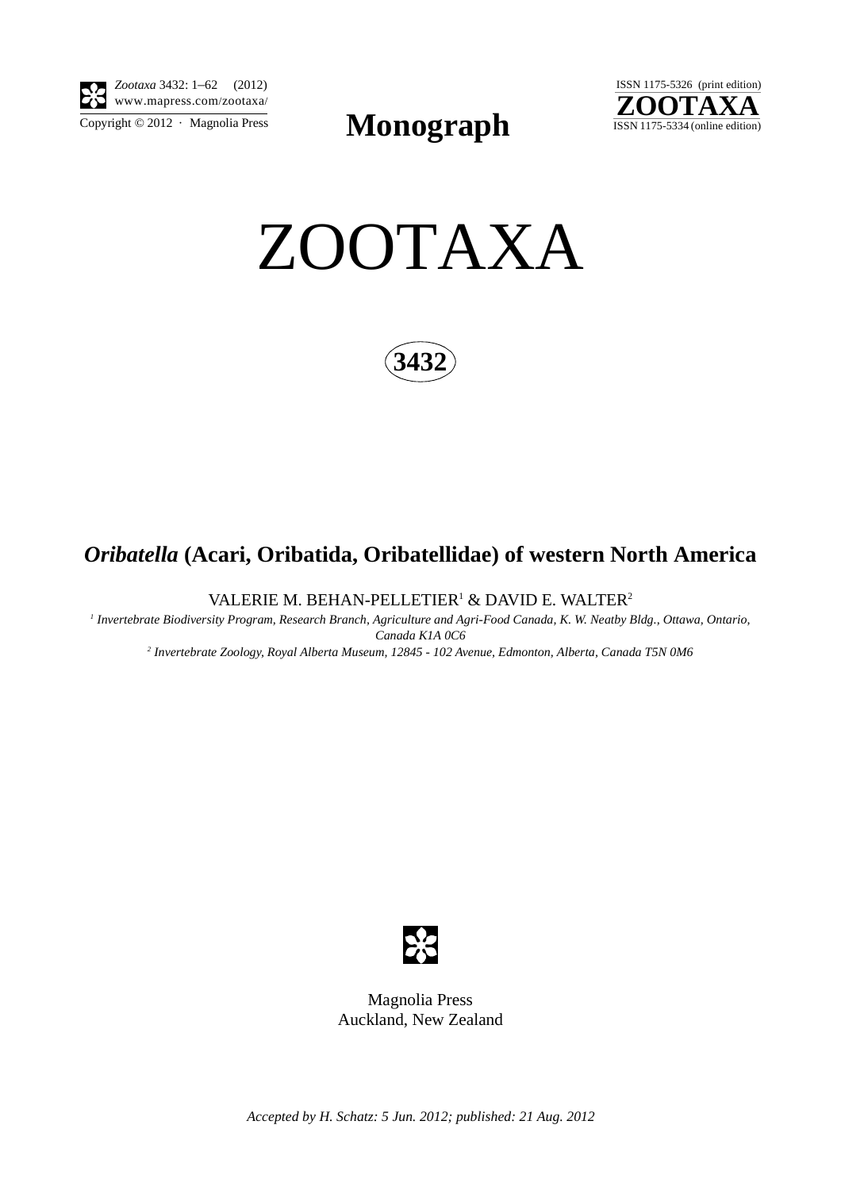# Monograph

# ZOOTAXA

**3432**

## *Oribatella* (Acari, Oribatida, Oribatellidae) of western North America

VALERIE M. BEHAN-PELLETIER[1] & DAVID E. WALTER[2]

[1] *Invertebrate Biodiversity Program, Research Branch, Agriculture and Agri-Food Canada, K. W. Neatby Bldg., Ottawa, Ontario, Canada K1A 0C6*

[2] *Invertebrate Zoology, Royal Alberta Museum, 12845 - 102 Avenue, Edmonton, Alberta, Canada T5N 0M6*

Magnolia Press
Auckland, New Zealand

*Accepted by H. Schatz: 5 Jun. 2012; published: 21 Aug. 2012*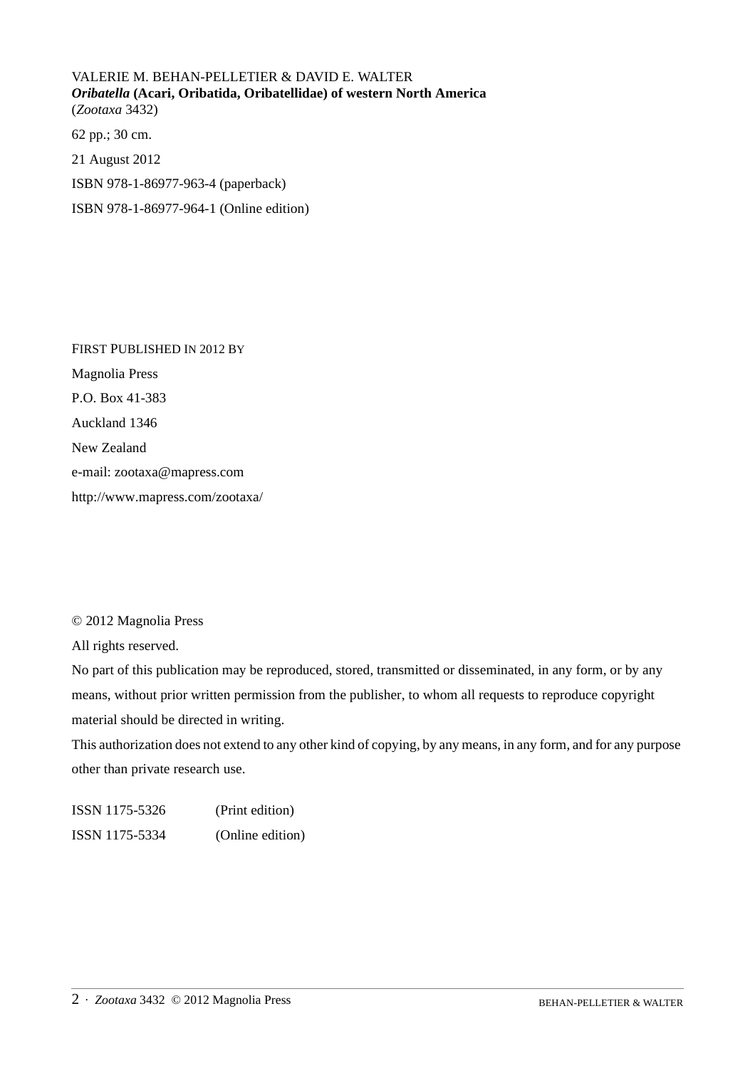VALERIE M. BEHAN-PELLETIER & DAVID E. WALTER
***Oribatella* (Acari, Oribatida, Oribatellidae) of western North America**
(*Zootaxa* 3432)

62 pp.; 30 cm.

21 August 2012

ISBN 978-1-86977-963-4 (paperback)

ISBN 978-1-86977-964-1 (Online edition)

FIRST PUBLISHED IN 2012 BY

Magnolia Press

P.O. Box 41-383

Auckland 1346

New Zealand

e-mail: zootaxa@mapress.com

http://www.mapress.com/zootaxa/

© 2012 Magnolia Press

All rights reserved.

No part of this publication may be reproduced, stored, transmitted or disseminated, in any form, or by any means, without prior written permission from the publisher, to whom all requests to reproduce copyright material should be directed in writing.

This authorization does not extend to any other kind of copying, by any means, in any form, and for any purpose other than private research use.

ISSN 1175-5326 (Print edition)

ISSN 1175-5334 (Online edition)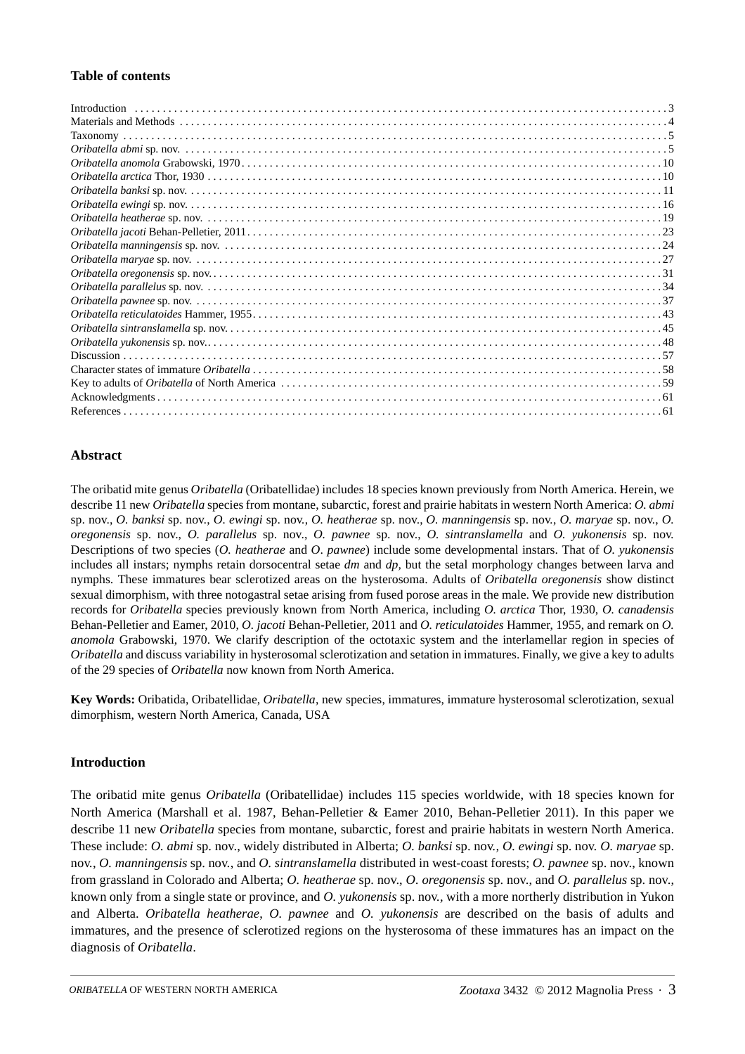## Table of contents

- Introduction ... 3
- Materials and Methods ... 4
- Taxonomy ... 5
- *Oribatella abmi* sp. nov. ... 5
- *Oribatella anomola* Grabowski, 1970 ... 10
- *Oribatella arctica* Thor, 1930 ... 10
- *Oribatella banksi* sp. nov. ... 11
- *Oribatella ewingi* sp. nov. ... 16
- *Oribatella heatherae* sp. nov. ... 19
- *Oribatella jacoti* Behan-Pelletier, 2011 ... 23
- *Oribatella manningensis* sp. nov. ... 24
- *Oribatella maryae* sp. nov. ... 27
- *Oribatella oregonensis* sp. nov. ... 31
- *Oribatella parallelus* sp. nov. ... 34
- *Oribatella pawnee* sp. nov. ... 37
- *Oribatella reticulatoides* Hammer, 1955 ... 43
- *Oribatella sintranslamella* sp. nov. ... 45
- *Oribatella yukonensis* sp. nov. ... 48
- Discussion ... 57
- Character states of immature *Oribatella* ... 58
- Key to adults of *Oribatella* of North America ... 59
- Acknowledgments ... 61
- References ... 61

## Abstract

The oribatid mite genus *Oribatella* (Oribatellidae) includes 18 species known previously from North America. Herein, we describe 11 new *Oribatella* species from montane, subarctic, forest and prairie habitats in western North America: *O. abmi* sp. nov., *O. banksi* sp. nov., *O. ewingi* sp. nov., *O. heatherae* sp. nov., *O. manningensis* sp. nov., *O. maryae* sp. nov., *O. oregonensis* sp. nov., *O. parallelus* sp. nov., *O. pawnee* sp. nov., *O. sintranslamella* and *O. yukonensis* sp. nov. Descriptions of two species (*O. heatherae* and *O. pawnee*) include some developmental instars. That of *O. yukonensis* includes all instars; nymphs retain dorsocentral setae *dm* and *dp,* but the setal morphology changes between larva and nymphs. These immatures bear sclerotized areas on the hysterosoma. Adults of *Oribatella oregonensis* show distinct sexual dimorphism, with three notogastral setae arising from fused porose areas in the male. We provide new distribution records for *Oribatella* species previously known from North America, including *O. arctica* Thor, 1930, *O. canadensis* Behan-Pelletier and Eamer, 2010, *O. jacoti* Behan-Pelletier, 2011 and *O. reticulatoides* Hammer, 1955, and remark on *O. anomola* Grabowski, 1970. We clarify description of the octotaxic system and the interlamellar region in species of *Oribatella* and discuss variability in hysterosomal sclerotization and setation in immatures. Finally, we give a key to adults of the 29 species of *Oribatella* now known from North America.

**Key Words:** Oribatida, Oribatellidae, *Oribatella*, new species, immatures, immature hysterosomal sclerotization, sexual dimorphism, western North America, Canada, USA

## Introduction

The oribatid mite genus *Oribatella* (Oribatellidae) includes 115 species worldwide, with 18 species known for North America (Marshall et al. 1987, Behan-Pelletier & Eamer 2010, Behan-Pelletier 2011). In this paper we describe 11 new *Oribatella* species from montane, subarctic, forest and prairie habitats in western North America. These include: *O. abmi* sp. nov., widely distributed in Alberta; *O. banksi* sp. nov., *O. ewingi* sp. nov. *O. maryae* sp. nov., *O. manningensis* sp. nov., and *O. sintranslamella* distributed in west-coast forests; *O. pawnee* sp. nov., known from grassland in Colorado and Alberta; *O. heatherae* sp. nov., *O. oregonensis* sp. nov., and *O. parallelus* sp. nov., known only from a single state or province, and *O. yukonensis* sp. nov., with a more northerly distribution in Yukon and Alberta. *Oribatella heatherae*, *O. pawnee* and *O. yukonensis* are described on the basis of adults and immatures, and the presence of sclerotized regions on the hysterosoma of these immatures has an impact on the diagnosis of *Oribatella*.